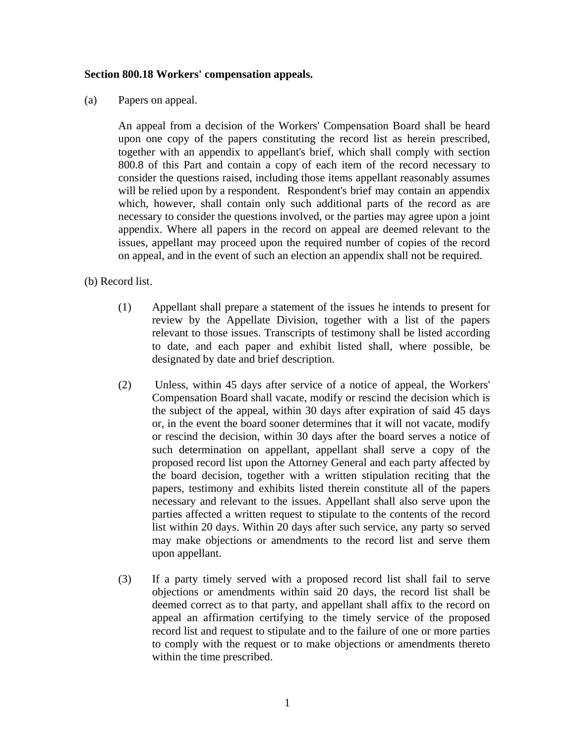**Section 800.18 Workers' compensation appeals.**

(a) Papers on appeal.

An appeal from a decision of the Workers' Compensation Board shall be heard upon one copy of the papers constituting the record list as herein prescribed, together with an appendix to appellant's brief, which shall comply with section 800.8 of this Part and contain a copy of each item of the record necessary to consider the questions raised, including those items appellant reasonably assumes will be relied upon by a respondent. Respondent's brief may contain an appendix which, however, shall contain only such additional parts of the record as are necessary to consider the questions involved, or the parties may agree upon a joint appendix. Where all papers in the record on appeal are deemed relevant to the issues, appellant may proceed upon the required number of copies of the record on appeal, and in the event of such an election an appendix shall not be required.

(b) Record list.

(1) Appellant shall prepare a statement of the issues he intends to present for review by the Appellate Division, together with a list of the papers relevant to those issues. Transcripts of testimony shall be listed according to date, and each paper and exhibit listed shall, where possible, be designated by date and brief description.

(2) Unless, within 45 days after service of a notice of appeal, the Workers' Compensation Board shall vacate, modify or rescind the decision which is the subject of the appeal, within 30 days after expiration of said 45 days or, in the event the board sooner determines that it will not vacate, modify or rescind the decision, within 30 days after the board serves a notice of such determination on appellant, appellant shall serve a copy of the proposed record list upon the Attorney General and each party affected by the board decision, together with a written stipulation reciting that the papers, testimony and exhibits listed therein constitute all of the papers necessary and relevant to the issues. Appellant shall also serve upon the parties affected a written request to stipulate to the contents of the record list within 20 days. Within 20 days after such service, any party so served may make objections or amendments to the record list and serve them upon appellant.

(3) If a party timely served with a proposed record list shall fail to serve objections or amendments within said 20 days, the record list shall be deemed correct as to that party, and appellant shall affix to the record on appeal an affirmation certifying to the timely service of the proposed record list and request to stipulate and to the failure of one or more parties to comply with the request or to make objections or amendments thereto within the time prescribed.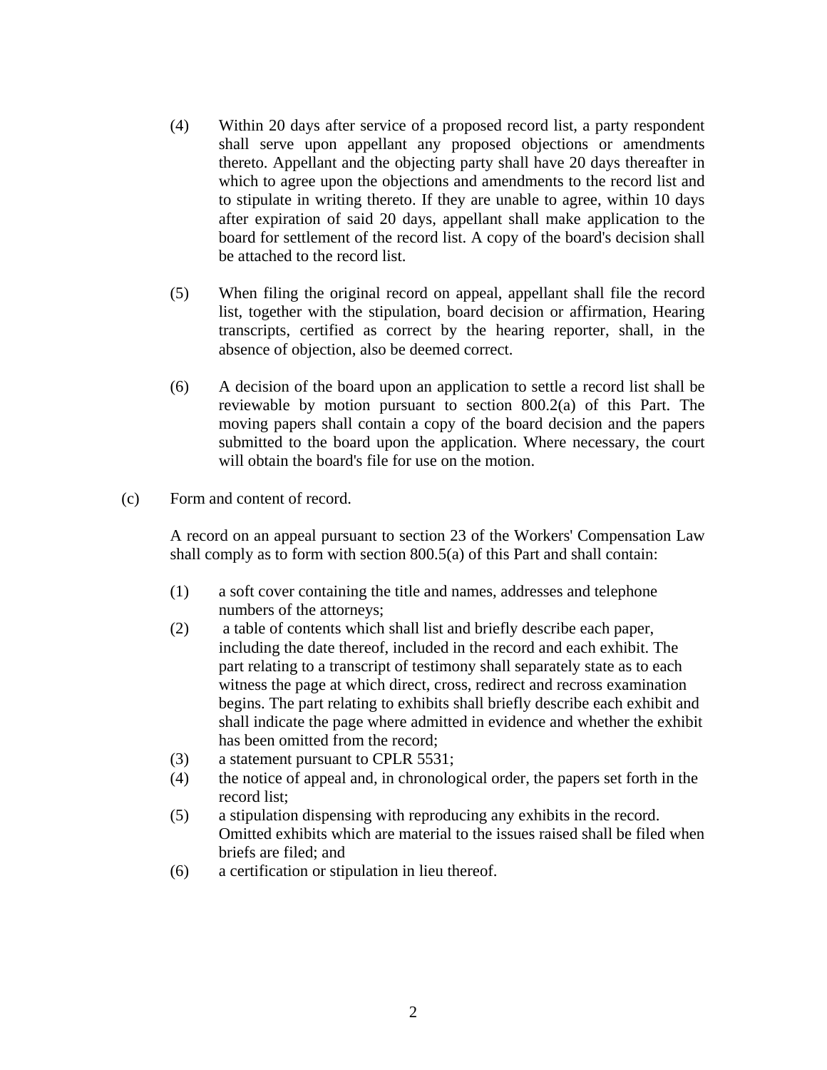(4) Within 20 days after service of a proposed record list, a party respondent shall serve upon appellant any proposed objections or amendments thereto. Appellant and the objecting party shall have 20 days thereafter in which to agree upon the objections and amendments to the record list and to stipulate in writing thereto. If they are unable to agree, within 10 days after expiration of said 20 days, appellant shall make application to the board for settlement of the record list. A copy of the board's decision shall be attached to the record list.

(5) When filing the original record on appeal, appellant shall file the record list, together with the stipulation, board decision or affirmation, Hearing transcripts, certified as correct by the hearing reporter, shall, in the absence of objection, also be deemed correct.

(6) A decision of the board upon an application to settle a record list shall be reviewable by motion pursuant to section 800.2(a) of this Part. The moving papers shall contain a copy of the board decision and the papers submitted to the board upon the application. Where necessary, the court will obtain the board's file for use on the motion.

(c) Form and content of record.

A record on an appeal pursuant to section 23 of the Workers' Compensation Law shall comply as to form with section 800.5(a) of this Part and shall contain:

(1) a soft cover containing the title and names, addresses and telephone numbers of the attorneys;
(2) a table of contents which shall list and briefly describe each paper, including the date thereof, included in the record and each exhibit. The part relating to a transcript of testimony shall separately state as to each witness the page at which direct, cross, redirect and recross examination begins. The part relating to exhibits shall briefly describe each exhibit and shall indicate the page where admitted in evidence and whether the exhibit has been omitted from the record;
(3) a statement pursuant to CPLR 5531;
(4) the notice of appeal and, in chronological order, the papers set forth in the record list;
(5) a stipulation dispensing with reproducing any exhibits in the record. Omitted exhibits which are material to the issues raised shall be filed when briefs are filed; and
(6) a certification or stipulation in lieu thereof.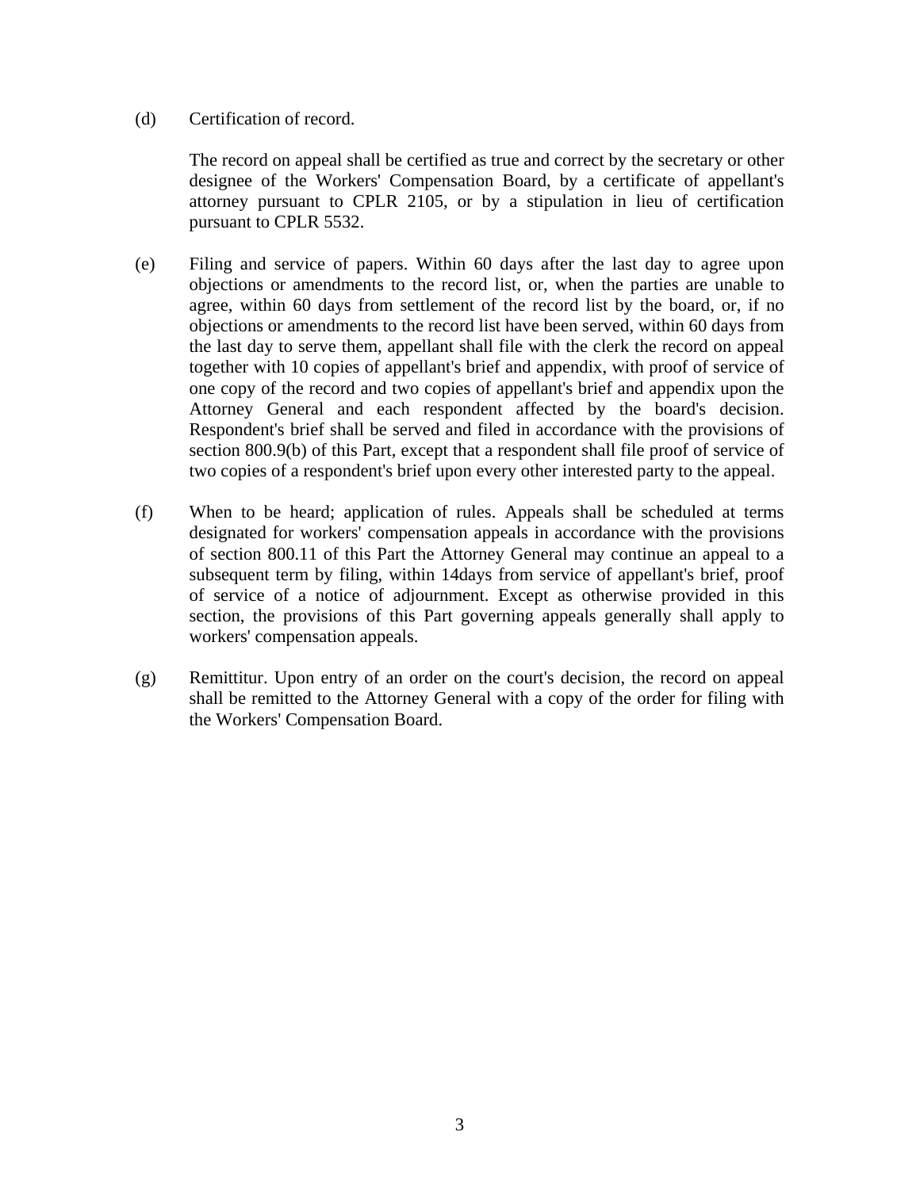(d) Certification of record.

The record on appeal shall be certified as true and correct by the secretary or other designee of the Workers' Compensation Board, by a certificate of appellant's attorney pursuant to CPLR 2105, or by a stipulation in lieu of certification pursuant to CPLR 5532.

(e) Filing and service of papers. Within 60 days after the last day to agree upon objections or amendments to the record list, or, when the parties are unable to agree, within 60 days from settlement of the record list by the board, or, if no objections or amendments to the record list have been served, within 60 days from the last day to serve them, appellant shall file with the clerk the record on appeal together with 10 copies of appellant's brief and appendix, with proof of service of one copy of the record and two copies of appellant's brief and appendix upon the Attorney General and each respondent affected by the board's decision. Respondent's brief shall be served and filed in accordance with the provisions of section 800.9(b) of this Part, except that a respondent shall file proof of service of two copies of a respondent's brief upon every other interested party to the appeal.

(f) When to be heard; application of rules. Appeals shall be scheduled at terms designated for workers' compensation appeals in accordance with the provisions of section 800.11 of this Part the Attorney General may continue an appeal to a subsequent term by filing, within 14days from service of appellant's brief, proof of service of a notice of adjournment. Except as otherwise provided in this section, the provisions of this Part governing appeals generally shall apply to workers' compensation appeals.

(g) Remittitur. Upon entry of an order on the court's decision, the record on appeal shall be remitted to the Attorney General with a copy of the order for filing with the Workers' Compensation Board.